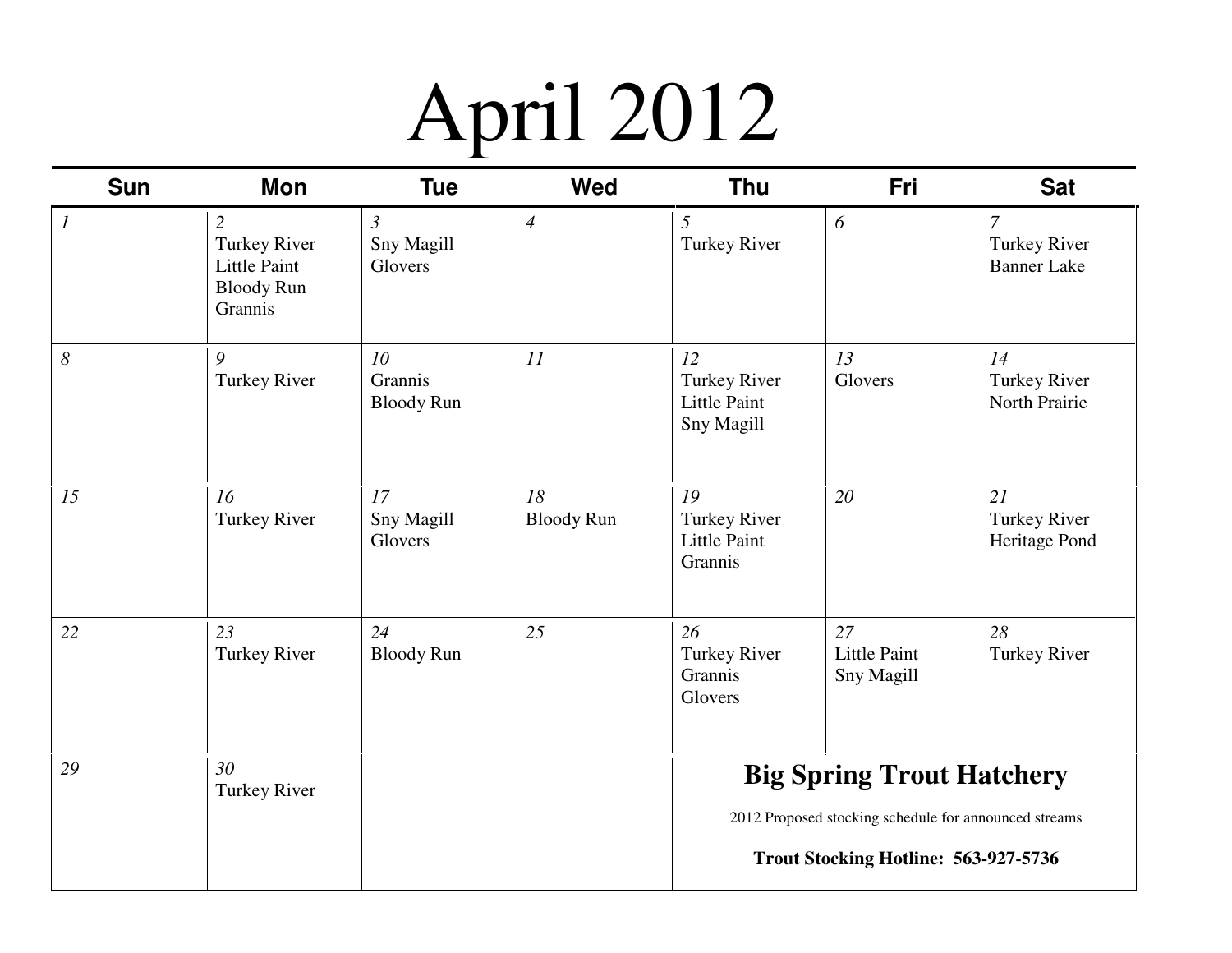# April 2012

| Sun | Mon | Tue | Wed | Thu | Fri | Sat |
|---|---|---|---|---|---|---|
| *1* | *2*<br>Turkey River<br>Little Paint<br>Bloody Run<br>Grannis | *3*<br>Sny Magill<br>Glovers | *4* | *5*<br>Turkey River | *6* | *7*<br>Turkey River<br>Banner Lake |
| *8* | *9*<br>Turkey River | *10*<br>Grannis<br>Bloody Run | *11* | *12*<br>Turkey River<br>Little Paint<br>Sny Magill | *13*<br>Glovers | *14*<br>Turkey River<br>North Prairie |
| *15* | *16*<br>Turkey River | *17*<br>Sny Magill<br>Glovers | *18*<br>Bloody Run | *19*<br>Turkey River<br>Little Paint<br>Grannis | *20* | *21*<br>Turkey River<br>Heritage Pond |
| *22* | *23*<br>Turkey River | *24*<br>Bloody Run | *25* | *26*<br>Turkey River<br>Grannis<br>Glovers | *27*<br>Little Paint<br>Sny Magill | *28*<br>Turkey River |
| *29* | *30*<br>Turkey River | | | | | |

## Big Spring Trout Hatchery

2012 Proposed stocking schedule for announced streams

**Trout Stocking Hotline: 563-927-5736**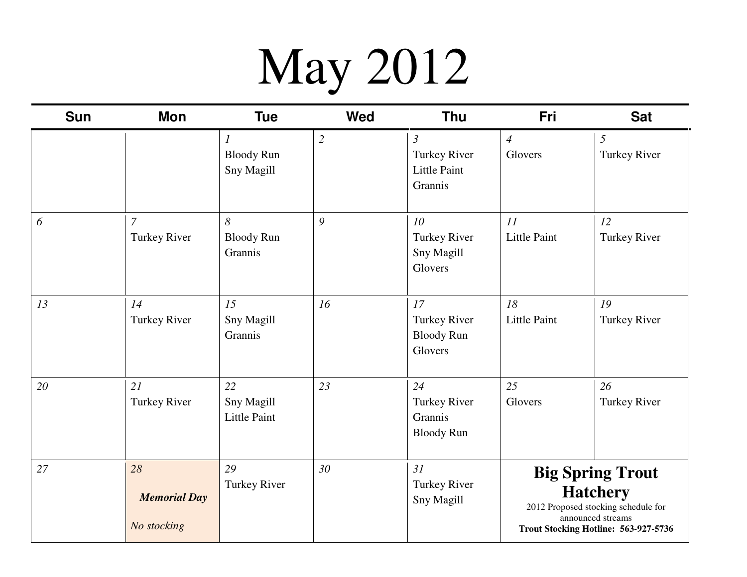# May 2012

| Sun | Mon | Tue | Wed | Thu | Fri | Sat |
|---|---|---|---|---|---|---|
| | | *1* Bloody Run Sny Magill | *2* | *3* Turkey River Little Paint Grannis | *4* Glovers | *5* Turkey River |
| *6* | *7* Turkey River | *8* Bloody Run Grannis | *9* | *10* Turkey River Sny Magill Glovers | *11* Little Paint | *12* Turkey River |
| *13* | *14* Turkey River | *15* Sny Magill Grannis | *16* | *17* Turkey River Bloody Run Glovers | *18* Little Paint | *19* Turkey River |
| *20* | *21* Turkey River | *22* Sny Magill Little Paint | *23* | *24* Turkey River Grannis Bloody Run | *25* Glovers | *26* Turkey River |
| *27* | *28* ***Memorial Day*** *No stocking* | *29* Turkey River | *30* | *31* Turkey River Sny Magill | **Big Spring Trout Hatchery** 2012 Proposed stocking schedule for announced streams **Trout Stocking Hotline: 563-927-5736** | |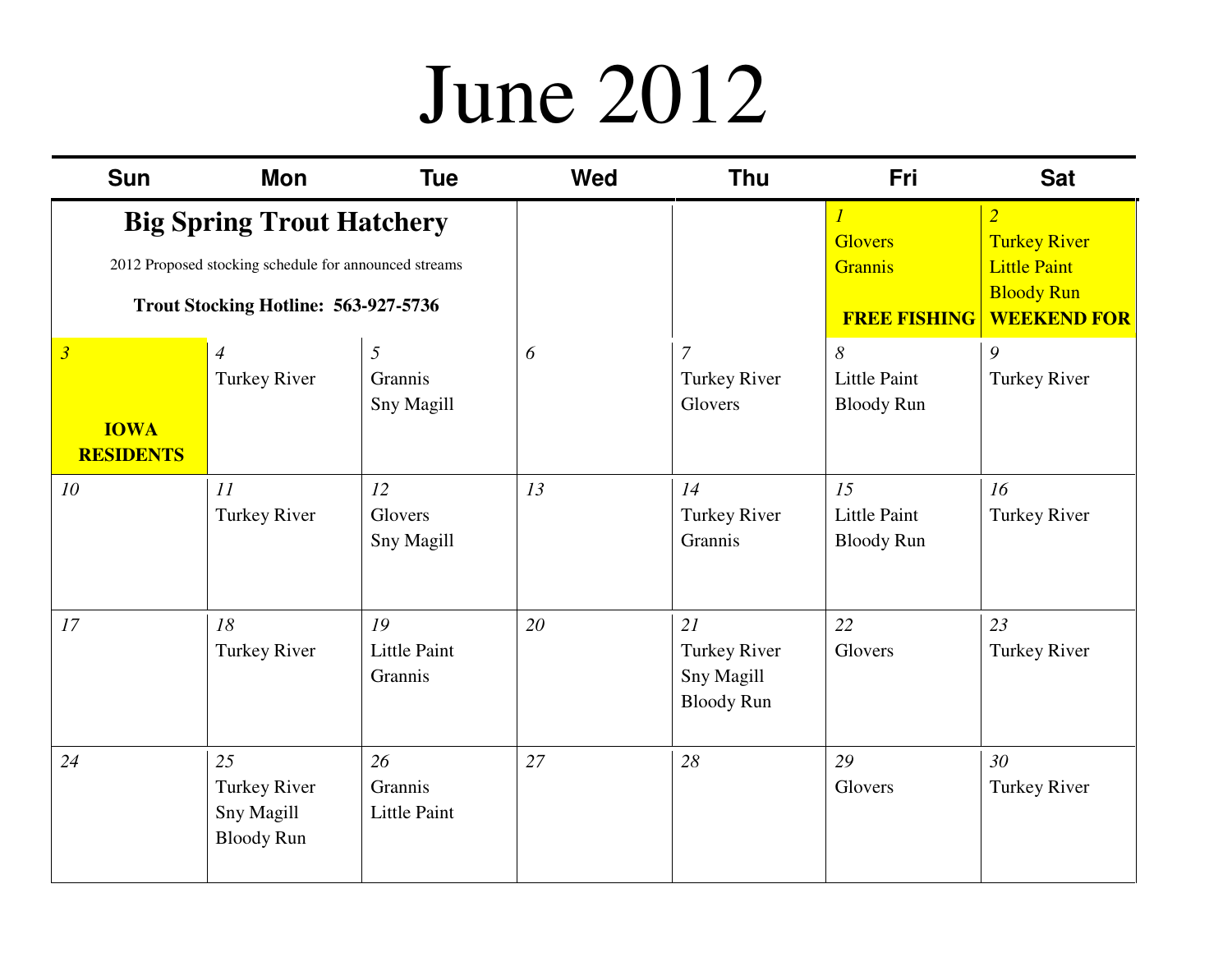# June 2012

## Big Spring Trout Hatchery

2012 Proposed stocking schedule for announced streams

**Trout Stocking Hotline: 563-927-5736**

| Sun | Mon | Tue | Wed | Thu | Fri | Sat |
|---|---|---|---|---|---|---|
| | | | | | 1<br>Glovers<br>Grannis<br>**FREE FISHING** | 2<br>Turkey River<br>Little Paint<br>Bloody Run<br>**WEEKEND FOR** |
| 3<br>**IOWA RESIDENTS** | 4<br>Turkey River | 5<br>Grannis<br>Sny Magill | 6 | 7<br>Turkey River<br>Glovers | 8<br>Little Paint<br>Bloody Run | 9<br>Turkey River |
| 10 | 11<br>Turkey River | 12<br>Glovers<br>Sny Magill | 13 | 14<br>Turkey River<br>Grannis | 15<br>Little Paint<br>Bloody Run | 16<br>Turkey River |
| 17 | 18<br>Turkey River | 19<br>Little Paint<br>Grannis | 20 | 21<br>Turkey River<br>Sny Magill<br>Bloody Run | 22<br>Glovers | 23<br>Turkey River |
| 24 | 25<br>Turkey River<br>Sny Magill<br>Bloody Run | 26<br>Grannis<br>Little Paint | 27 | 28 | 29<br>Glovers | 30<br>Turkey River |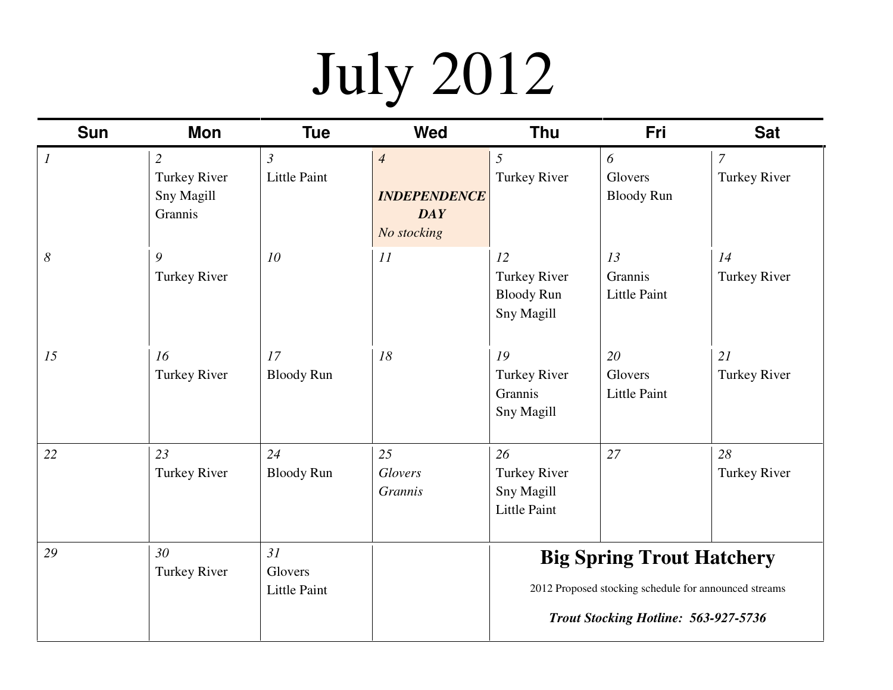# July 2012

| Sun | Mon | Tue | Wed | Thu | Fri | Sat |
|---|---|---|---|---|---|---|
| *1* | *2* Turkey River Sny Magill Grannis | *3* Little Paint | *4* ***INDEPENDENCE DAY*** *No stocking* | *5* Turkey River | *6* Glovers Bloody Run | *7* Turkey River |
| *8* | *9* Turkey River | *10* | *11* | *12* Turkey River Bloody Run Sny Magill | *13* Grannis Little Paint | *14* Turkey River |
| *15* | *16* Turkey River | *17* Bloody Run | *18* | *19* Turkey River Grannis Sny Magill | *20* Glovers Little Paint | *21* Turkey River |
| *22* | *23* Turkey River | *24* Bloody Run | *25* *Glovers* *Grannis* | *26* Turkey River Sny Magill Little Paint | *27* | *28* Turkey River |
| *29* | *30* Turkey River | *31* Glovers Little Paint | | | | |

**Big Spring Trout Hatchery**

2012 Proposed stocking schedule for announced streams

***Trout Stocking Hotline: 563-927-5736***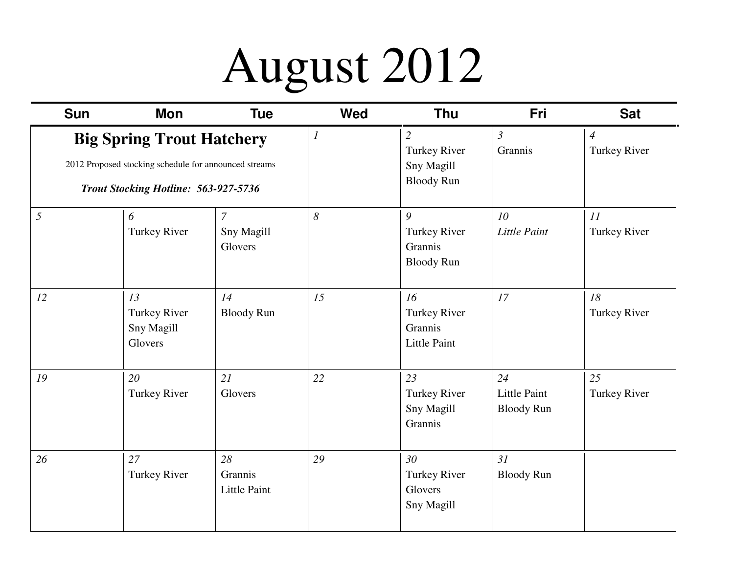# August 2012

| Sun | Mon | Tue | Wed | Thu | Fri | Sat |
|---|---|---|---|---|---|---|
| **Big Spring Trout Hatchery**<br>2012 Proposed stocking schedule for announced streams<br>***Trout Stocking Hotline: 563-927-5736*** | | | *1* | *2*<br>Turkey River<br>Sny Magill<br>Bloody Run | *3*<br>Grannis | *4*<br>Turkey River |
| *5* | *6*<br>Turkey River | *7*<br>Sny Magill<br>Glovers | *8* | *9*<br>Turkey River<br>Grannis<br>Bloody Run | *10*<br>*Little Paint* | *11*<br>Turkey River |
| *12* | *13*<br>Turkey River<br>Sny Magill<br>Glovers | *14*<br>Bloody Run | *15* | *16*<br>Turkey River<br>Grannis<br>Little Paint | *17* | *18*<br>Turkey River |
| *19* | *20*<br>Turkey River | *21*<br>Glovers | *22* | *23*<br>Turkey River<br>Sny Magill<br>Grannis | *24*<br>Little Paint<br>Bloody Run | *25*<br>Turkey River |
| *26* | *27*<br>Turkey River | *28*<br>Grannis<br>Little Paint | *29* | *30*<br>Turkey River<br>Glovers<br>Sny Magill | *31*<br>Bloody Run | |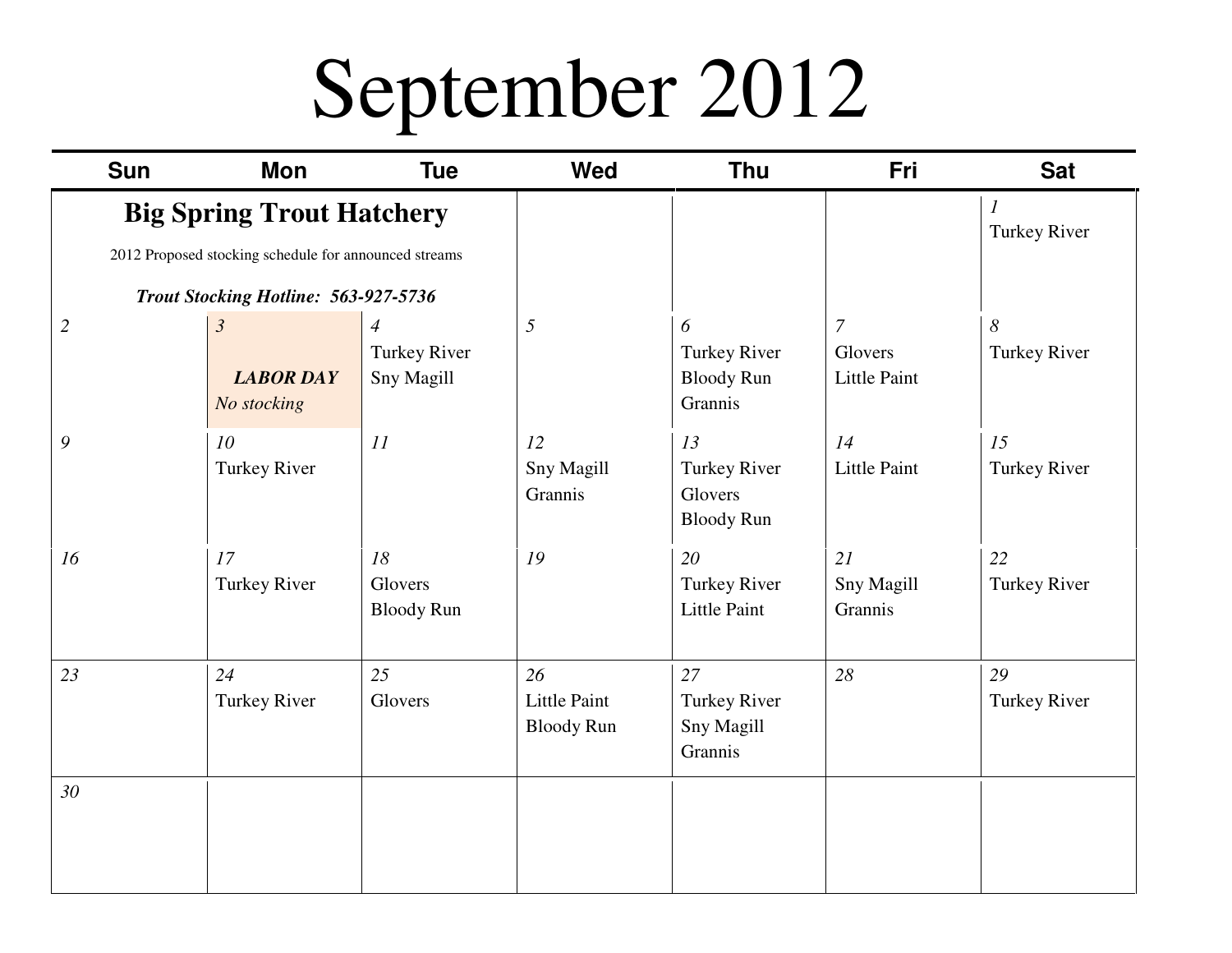# September 2012

| Sun | Mon | Tue | Wed | Thu | Fri | Sat |
|---|---|---|---|---|---|---|
| **Big Spring Trout Hatchery**<br>2012 Proposed stocking schedule for announced streams<br>***Trout Stocking Hotline: 563-927-5736*** | | | | | | *1*<br>Turkey River |
| *2* | *3*<br>***LABOR DAY***<br>*No stocking* | *4*<br>Turkey River<br>Sny Magill | *5* | *6*<br>Turkey River<br>Bloody Run<br>Grannis | *7*<br>Glovers<br>Little Paint | *8*<br>Turkey River |
| *9* | *10*<br>Turkey River | *11* | *12*<br>Sny Magill<br>Grannis | *13*<br>Turkey River<br>Glovers<br>Bloody Run | *14*<br>Little Paint | *15*<br>Turkey River |
| *16* | *17*<br>Turkey River | *18*<br>Glovers<br>Bloody Run | *19* | *20*<br>Turkey River<br>Little Paint | *21*<br>Sny Magill<br>Grannis | *22*<br>Turkey River |
| *23* | *24*<br>Turkey River | *25*<br>Glovers | *26*<br>Little Paint<br>Bloody Run | *27*<br>Turkey River<br>Sny Magill<br>Grannis | *28* | *29*<br>Turkey River |
| *30* | | | | | | |